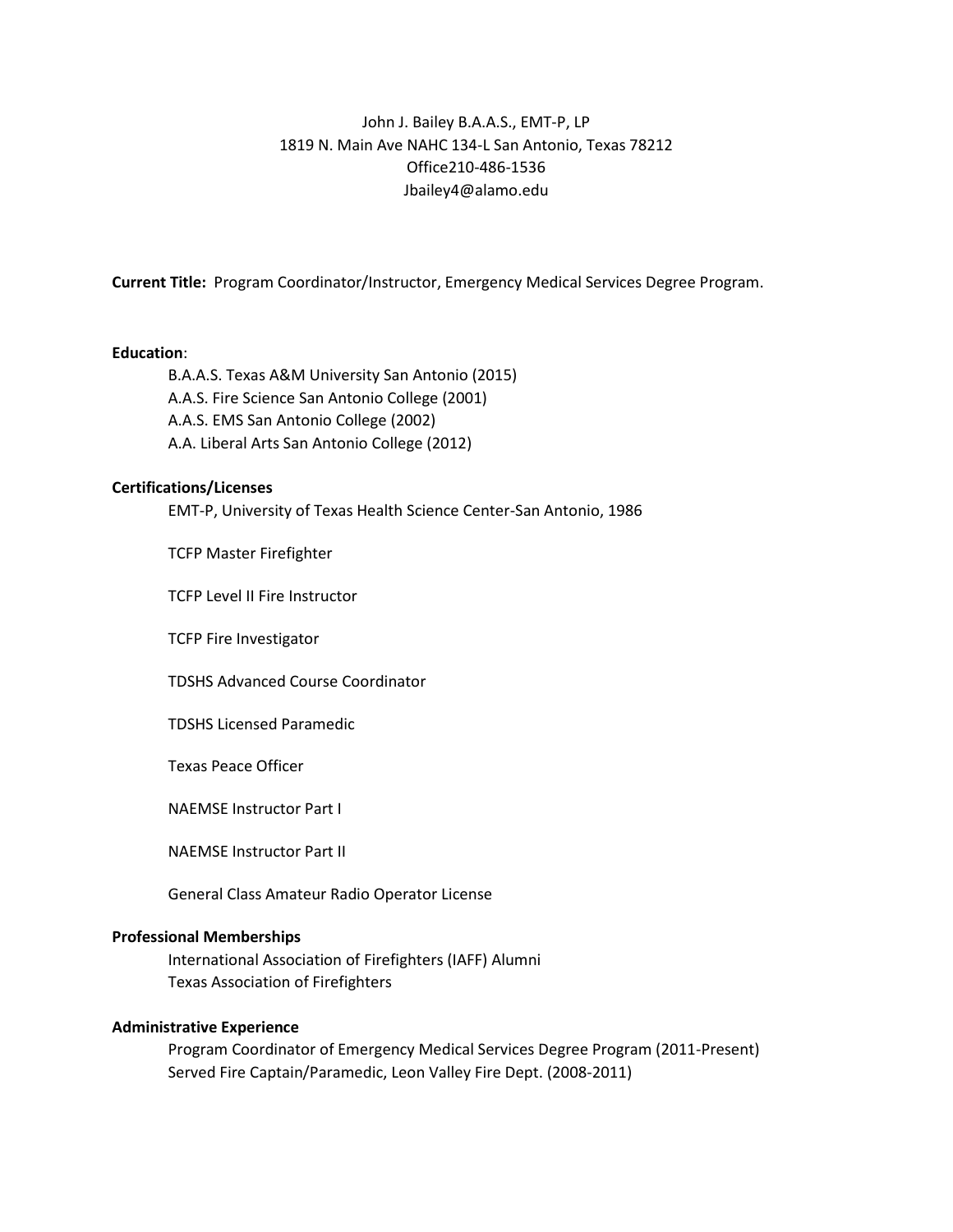John J. Bailey B.A.A.S., EMT-P, LP
1819 N. Main Ave NAHC 134-L San Antonio, Texas 78212
Office210-486-1536
Jbailey4@alamo.edu

**Current Title:** Program Coordinator/Instructor, Emergency Medical Services Degree Program.

**Education**:

B.A.A.S. Texas A&M University San Antonio (2015)
A.A.S. Fire Science San Antonio College (2001)
A.A.S. EMS San Antonio College (2002)
A.A. Liberal Arts San Antonio College (2012)

**Certifications/Licenses**

EMT-P, University of Texas Health Science Center-San Antonio, 1986

TCFP Master Firefighter

TCFP Level II Fire Instructor

TCFP Fire Investigator

TDSHS Advanced Course Coordinator

TDSHS Licensed Paramedic

Texas Peace Officer

NAEMSE Instructor Part I

NAEMSE Instructor Part II

General Class Amateur Radio Operator License

**Professional Memberships**

International Association of Firefighters (IAFF) Alumni
Texas Association of Firefighters

**Administrative Experience**

Program Coordinator of Emergency Medical Services Degree Program (2011-Present)
Served Fire Captain/Paramedic, Leon Valley Fire Dept. (2008-2011)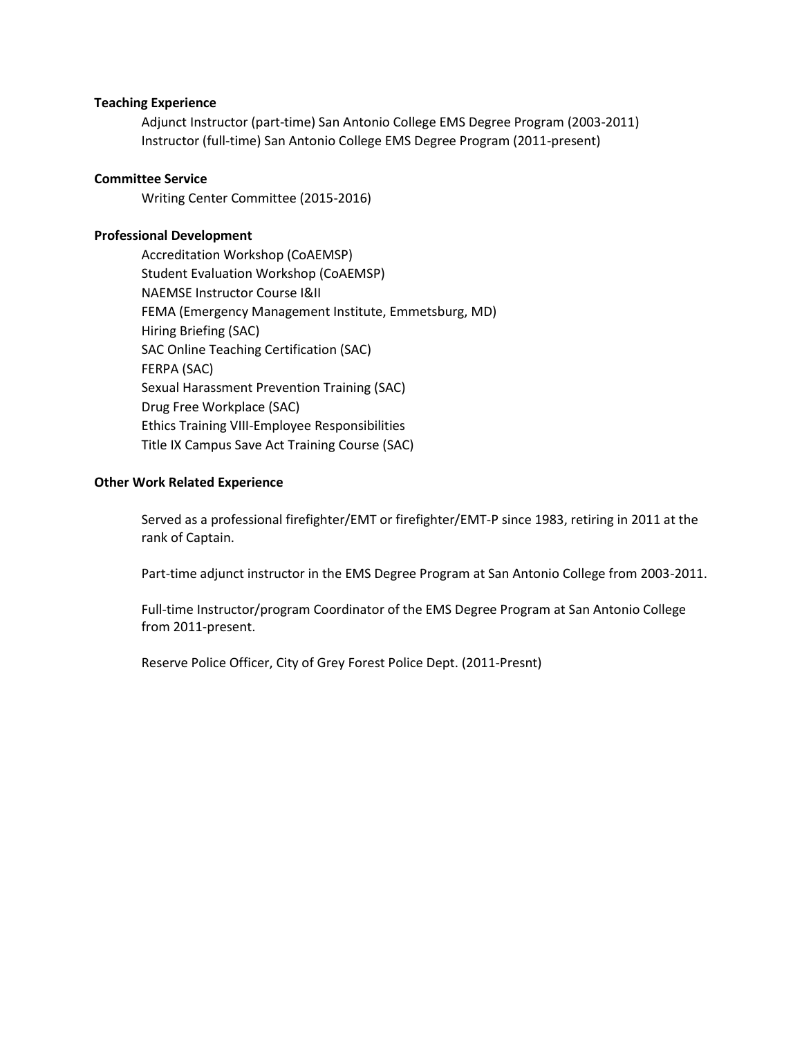**Teaching Experience**

Adjunct Instructor (part-time) San Antonio College EMS Degree Program (2003-2011)
Instructor (full-time) San Antonio College EMS Degree Program (2011-present)

**Committee Service**

Writing Center Committee (2015-2016)

**Professional Development**

Accreditation Workshop (CoAEMSP)
Student Evaluation Workshop (CoAEMSP)
NAEMSE Instructor Course I&II
FEMA (Emergency Management Institute, Emmetsburg, MD)
Hiring Briefing (SAC)
SAC Online Teaching Certification (SAC)
FERPA (SAC)
Sexual Harassment Prevention Training (SAC)
Drug Free Workplace (SAC)
Ethics Training VIII-Employee Responsibilities
Title IX Campus Save Act Training Course (SAC)

**Other Work Related Experience**

Served as a professional firefighter/EMT or firefighter/EMT-P since 1983, retiring in 2011 at the rank of Captain.

Part-time adjunct instructor in the EMS Degree Program at San Antonio College from 2003-2011.

Full-time Instructor/program Coordinator of the EMS Degree Program at San Antonio College from 2011-present.

Reserve Police Officer, City of Grey Forest Police Dept. (2011-Presnt)